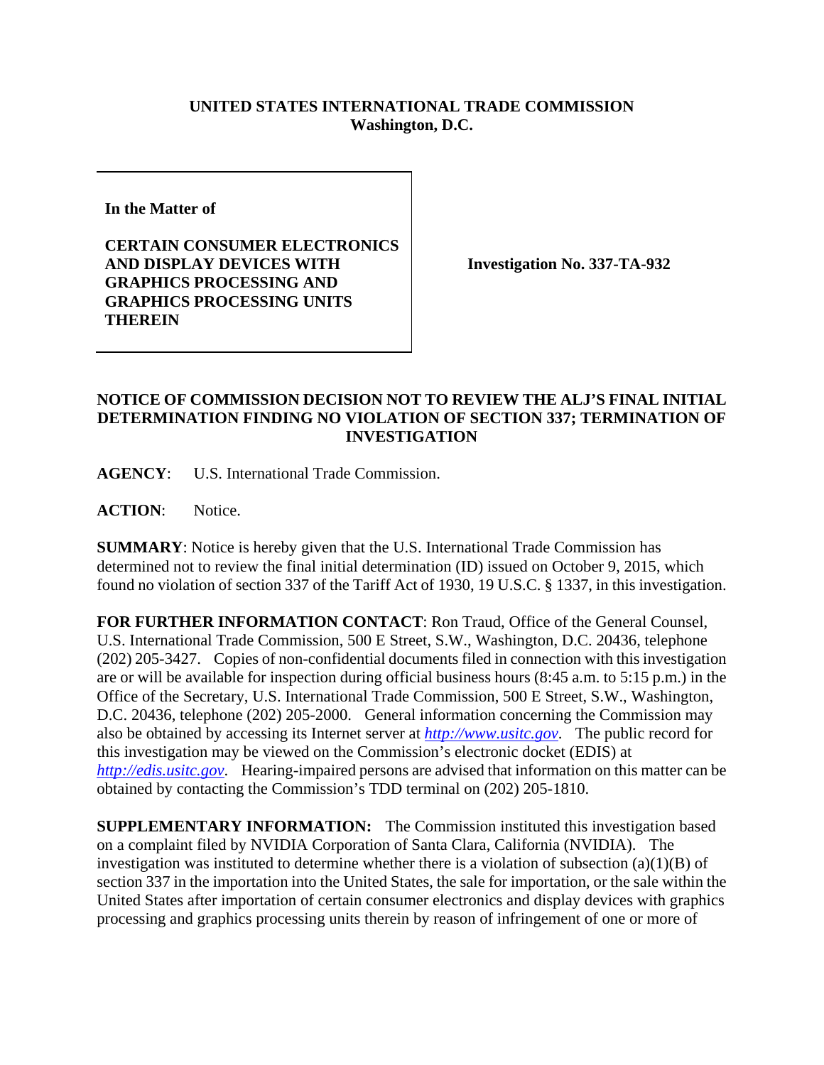**UNITED STATES INTERNATIONAL TRADE COMMISSION**
**Washington, D.C.**

| In the Matter of | |
|---|---|
| **CERTAIN CONSUMER ELECTRONICS AND DISPLAY DEVICES WITH GRAPHICS PROCESSING AND GRAPHICS PROCESSING UNITS THEREIN** | **Investigation No. 337-TA-932** |

## NOTICE OF COMMISSION DECISION NOT TO REVIEW THE ALJ'S FINAL INITIAL DETERMINATION FINDING NO VIOLATION OF SECTION 337; TERMINATION OF INVESTIGATION

**AGENCY**: U.S. International Trade Commission.

**ACTION**: Notice.

**SUMMARY**: Notice is hereby given that the U.S. International Trade Commission has determined not to review the final initial determination (ID) issued on October 9, 2015, which found no violation of section 337 of the Tariff Act of 1930, 19 U.S.C. § 1337, in this investigation.

**FOR FURTHER INFORMATION CONTACT**: Ron Traud, Office of the General Counsel, U.S. International Trade Commission, 500 E Street, S.W., Washington, D.C. 20436, telephone (202) 205-3427. Copies of non-confidential documents filed in connection with this investigation are or will be available for inspection during official business hours (8:45 a.m. to 5:15 p.m.) in the Office of the Secretary, U.S. International Trade Commission, 500 E Street, S.W., Washington, D.C. 20436, telephone (202) 205-2000. General information concerning the Commission may also be obtained by accessing its Internet server at *http://www.usitc.gov*. The public record for this investigation may be viewed on the Commission's electronic docket (EDIS) at *http://edis.usitc.gov*. Hearing-impaired persons are advised that information on this matter can be obtained by contacting the Commission's TDD terminal on (202) 205-1810.

**SUPPLEMENTARY INFORMATION:** The Commission instituted this investigation based on a complaint filed by NVIDIA Corporation of Santa Clara, California (NVIDIA). The investigation was instituted to determine whether there is a violation of subsection (a)(1)(B) of section 337 in the importation into the United States, the sale for importation, or the sale within the United States after importation of certain consumer electronics and display devices with graphics processing and graphics processing units therein by reason of infringement of one or more of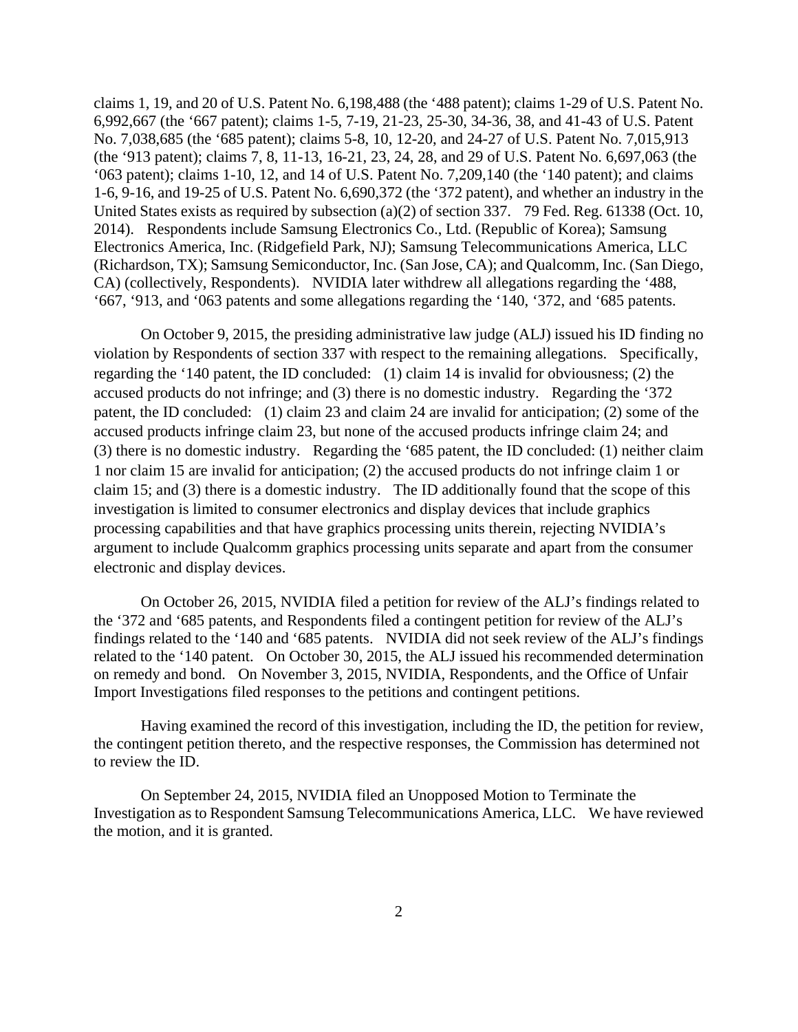claims 1, 19, and 20 of U.S. Patent No. 6,198,488 (the ‘488 patent); claims 1-29 of U.S. Patent No. 6,992,667 (the ‘667 patent); claims 1-5, 7-19, 21-23, 25-30, 34-36, 38, and 41-43 of U.S. Patent No. 7,038,685 (the ‘685 patent); claims 5-8, 10, 12-20, and 24-27 of U.S. Patent No. 7,015,913 (the ‘913 patent); claims 7, 8, 11-13, 16-21, 23, 24, 28, and 29 of U.S. Patent No. 6,697,063 (the ‘063 patent); claims 1-10, 12, and 14 of U.S. Patent No. 7,209,140 (the ‘140 patent); and claims 1-6, 9-16, and 19-25 of U.S. Patent No. 6,690,372 (the ‘372 patent), and whether an industry in the United States exists as required by subsection (a)(2) of section 337. 79 Fed. Reg. 61338 (Oct. 10, 2014). Respondents include Samsung Electronics Co., Ltd. (Republic of Korea); Samsung Electronics America, Inc. (Ridgefield Park, NJ); Samsung Telecommunications America, LLC (Richardson, TX); Samsung Semiconductor, Inc. (San Jose, CA); and Qualcomm, Inc. (San Diego, CA) (collectively, Respondents). NVIDIA later withdrew all allegations regarding the ‘488, ‘667, ‘913, and ‘063 patents and some allegations regarding the ‘140, ‘372, and ‘685 patents.

On October 9, 2015, the presiding administrative law judge (ALJ) issued his ID finding no violation by Respondents of section 337 with respect to the remaining allegations. Specifically, regarding the ‘140 patent, the ID concluded: (1) claim 14 is invalid for obviousness; (2) the accused products do not infringe; and (3) there is no domestic industry. Regarding the ‘372 patent, the ID concluded: (1) claim 23 and claim 24 are invalid for anticipation; (2) some of the accused products infringe claim 23, but none of the accused products infringe claim 24; and (3) there is no domestic industry. Regarding the ‘685 patent, the ID concluded: (1) neither claim 1 nor claim 15 are invalid for anticipation; (2) the accused products do not infringe claim 1 or claim 15; and (3) there is a domestic industry. The ID additionally found that the scope of this investigation is limited to consumer electronics and display devices that include graphics processing capabilities and that have graphics processing units therein, rejecting NVIDIA’s argument to include Qualcomm graphics processing units separate and apart from the consumer electronic and display devices.

On October 26, 2015, NVIDIA filed a petition for review of the ALJ’s findings related to the ‘372 and ‘685 patents, and Respondents filed a contingent petition for review of the ALJ’s findings related to the ‘140 and ‘685 patents. NVIDIA did not seek review of the ALJ’s findings related to the ‘140 patent. On October 30, 2015, the ALJ issued his recommended determination on remedy and bond. On November 3, 2015, NVIDIA, Respondents, and the Office of Unfair Import Investigations filed responses to the petitions and contingent petitions.

Having examined the record of this investigation, including the ID, the petition for review, the contingent petition thereto, and the respective responses, the Commission has determined not to review the ID.

On September 24, 2015, NVIDIA filed an Unopposed Motion to Terminate the Investigation as to Respondent Samsung Telecommunications America, LLC. We have reviewed the motion, and it is granted.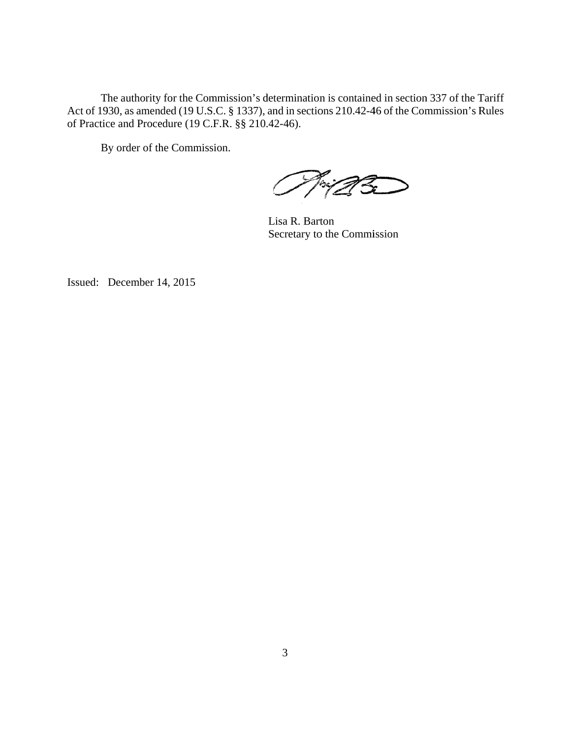The authority for the Commission's determination is contained in section 337 of the Tariff Act of 1930, as amended (19 U.S.C. § 1337), and in sections 210.42-46 of the Commission's Rules of Practice and Procedure (19 C.F.R. §§ 210.42-46).

By order of the Commission.

Lisa R. Barton
Secretary to the Commission

Issued: December 14, 2015